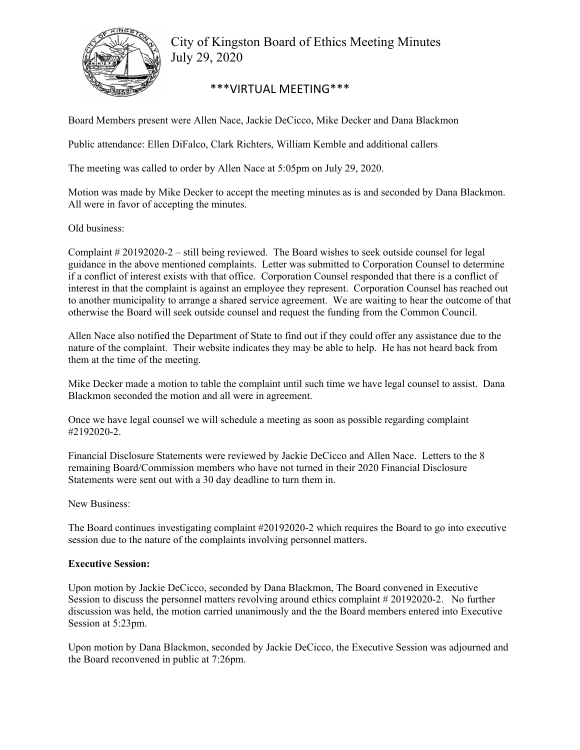# City of Kingston Board of Ethics Meeting Minutes
July 29, 2020

***VIRTUAL MEETING***

Board Members present were Allen Nace, Jackie DeCicco, Mike Decker and Dana Blackmon

Public attendance: Ellen DiFalco, Clark Richters, William Kemble and additional callers

The meeting was called to order by Allen Nace at 5:05pm on July 29, 2020.

Motion was made by Mike Decker to accept the meeting minutes as is and seconded by Dana Blackmon. All were in favor of accepting the minutes.

Old business:

Complaint # 20192020-2 – still being reviewed. The Board wishes to seek outside counsel for legal guidance in the above mentioned complaints. Letter was submitted to Corporation Counsel to determine if a conflict of interest exists with that office. Corporation Counsel responded that there is a conflict of interest in that the complaint is against an employee they represent. Corporation Counsel has reached out to another municipality to arrange a shared service agreement. We are waiting to hear the outcome of that otherwise the Board will seek outside counsel and request the funding from the Common Council.

Allen Nace also notified the Department of State to find out if they could offer any assistance due to the nature of the complaint. Their website indicates they may be able to help. He has not heard back from them at the time of the meeting.

Mike Decker made a motion to table the complaint until such time we have legal counsel to assist. Dana Blackmon seconded the motion and all were in agreement.

Once we have legal counsel we will schedule a meeting as soon as possible regarding complaint #2192020-2.

Financial Disclosure Statements were reviewed by Jackie DeCicco and Allen Nace. Letters to the 8 remaining Board/Commission members who have not turned in their 2020 Financial Disclosure Statements were sent out with a 30 day deadline to turn them in.

New Business:

The Board continues investigating complaint #20192020-2 which requires the Board to go into executive session due to the nature of the complaints involving personnel matters.

**Executive Session:**

Upon motion by Jackie DeCicco, seconded by Dana Blackmon, The Board convened in Executive Session to discuss the personnel matters revolving around ethics complaint # 20192020-2. No further discussion was held, the motion carried unanimously and the the Board members entered into Executive Session at 5:23pm.

Upon motion by Dana Blackmon, seconded by Jackie DeCicco, the Executive Session was adjourned and the Board reconvened in public at 7:26pm.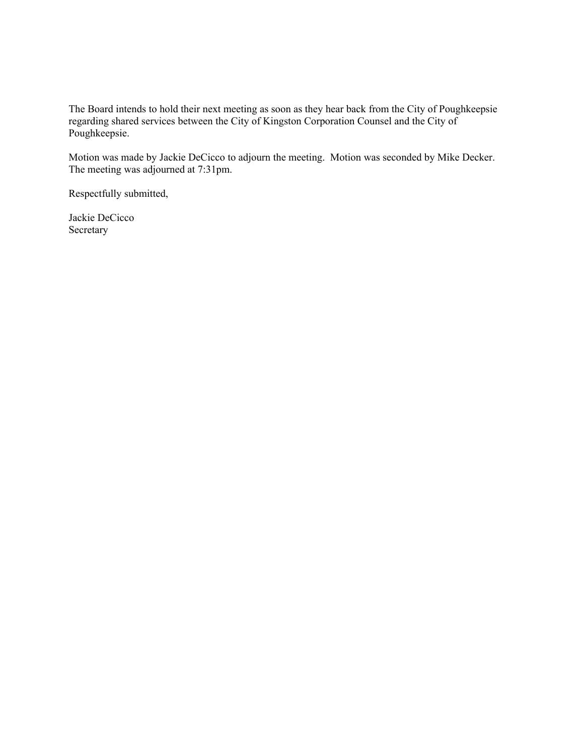The Board intends to hold their next meeting as soon as they hear back from the City of Poughkeepsie regarding shared services between the City of Kingston Corporation Counsel and the City of Poughkeepsie.

Motion was made by Jackie DeCicco to adjourn the meeting. Motion was seconded by Mike Decker. The meeting was adjourned at 7:31pm.

Respectfully submitted,

Jackie DeCicco
Secretary